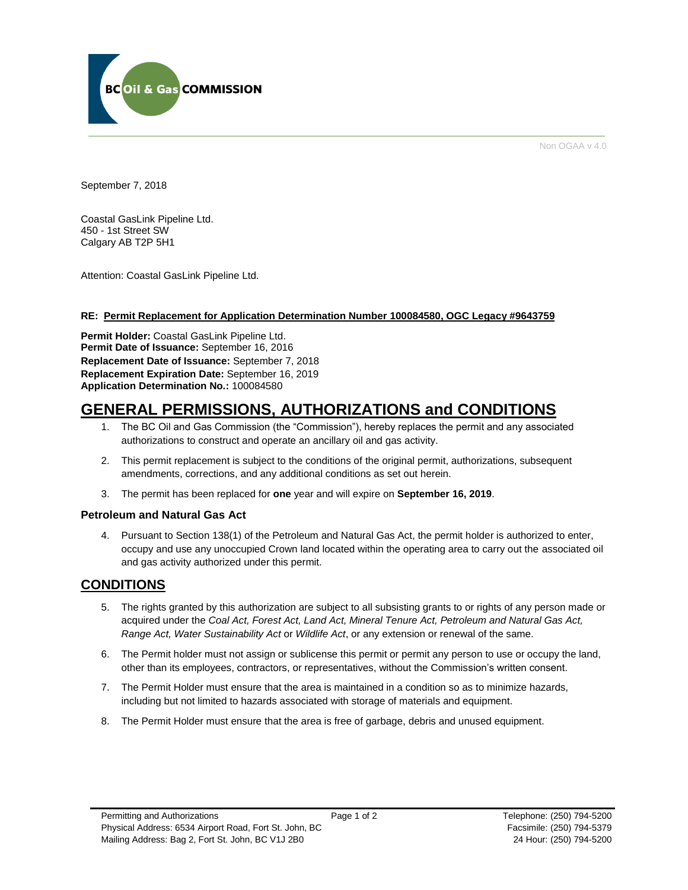BC Oil & Gas COMMISSION

Non OGAA v 4.0

September 7, 2018

Coastal GasLink Pipeline Ltd.
450 - 1st Street SW
Calgary AB T2P 5H1

Attention: Coastal GasLink Pipeline Ltd.

**RE: Permit Replacement for Application Determination Number 100084580, OGC Legacy #9643759**

**Permit Holder:** Coastal GasLink Pipeline Ltd.
**Permit Date of Issuance:** September 16, 2016
**Replacement Date of Issuance:** September 7, 2018
**Replacement Expiration Date:** September 16, 2019
**Application Determination No.:** 100084580

# GENERAL PERMISSIONS, AUTHORIZATIONS and CONDITIONS

1. The BC Oil and Gas Commission (the "Commission"), hereby replaces the permit and any associated authorizations to construct and operate an ancillary oil and gas activity.
2. This permit replacement is subject to the conditions of the original permit, authorizations, subsequent amendments, corrections, and any additional conditions as set out herein.
3. The permit has been replaced for **one** year and will expire on **September 16, 2019**.

### Petroleum and Natural Gas Act

4. Pursuant to Section 138(1) of the Petroleum and Natural Gas Act, the permit holder is authorized to enter, occupy and use any unoccupied Crown land located within the operating area to carry out the associated oil and gas activity authorized under this permit.

## CONDITIONS

5. The rights granted by this authorization are subject to all subsisting grants to or rights of any person made or acquired under the *Coal Act, Forest Act, Land Act, Mineral Tenure Act, Petroleum and Natural Gas Act, Range Act, Water Sustainability Act* or *Wildlife Act*, or any extension or renewal of the same.
6. The Permit holder must not assign or sublicense this permit or permit any person to use or occupy the land, other than its employees, contractors, or representatives, without the Commission's written consent.
7. The Permit Holder must ensure that the area is maintained in a condition so as to minimize hazards, including but not limited to hazards associated with storage of materials and equipment.
8. The Permit Holder must ensure that the area is free of garbage, debris and unused equipment.

Permitting and Authorizations
Physical Address: 6534 Airport Road, Fort St. John, BC
Mailing Address: Bag 2, Fort St. John, BC V1J 2B0

Telephone: (250) 794-5200
Facsimile: (250) 794-5379
24 Hour: (250) 794-5200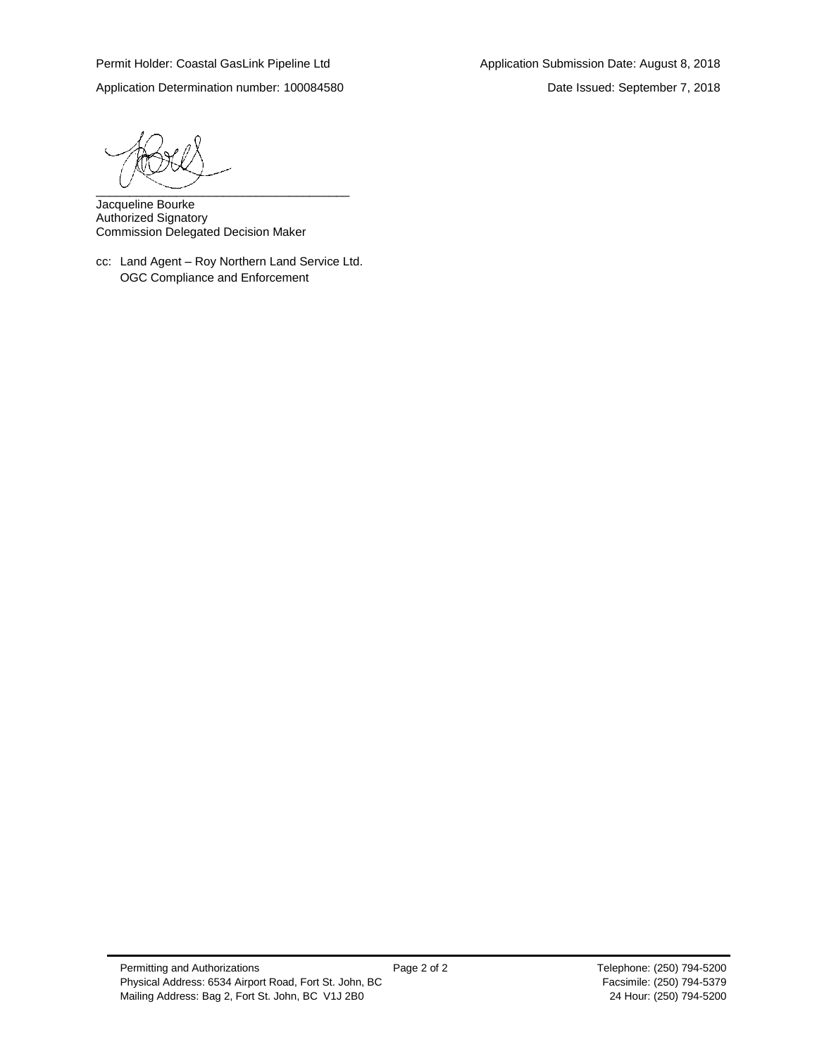Permit Holder: Coastal GasLink Pipeline Ltd

Application Submission Date: August 8, 2018

Application Determination number: 100084580

Date Issued: September 7, 2018

\_\_\_\_\_\_\_\_\_\_\_\_\_\_\_\_\_\_\_\_\_\_\_\_\_\_\_\_\_\_\_\_\_\_\_\_\_\_

Jacqueline Bourke
Authorized Signatory
Commission Delegated Decision Maker

cc: Land Agent – Roy Northern Land Service Ltd.
OGC Compliance and Enforcement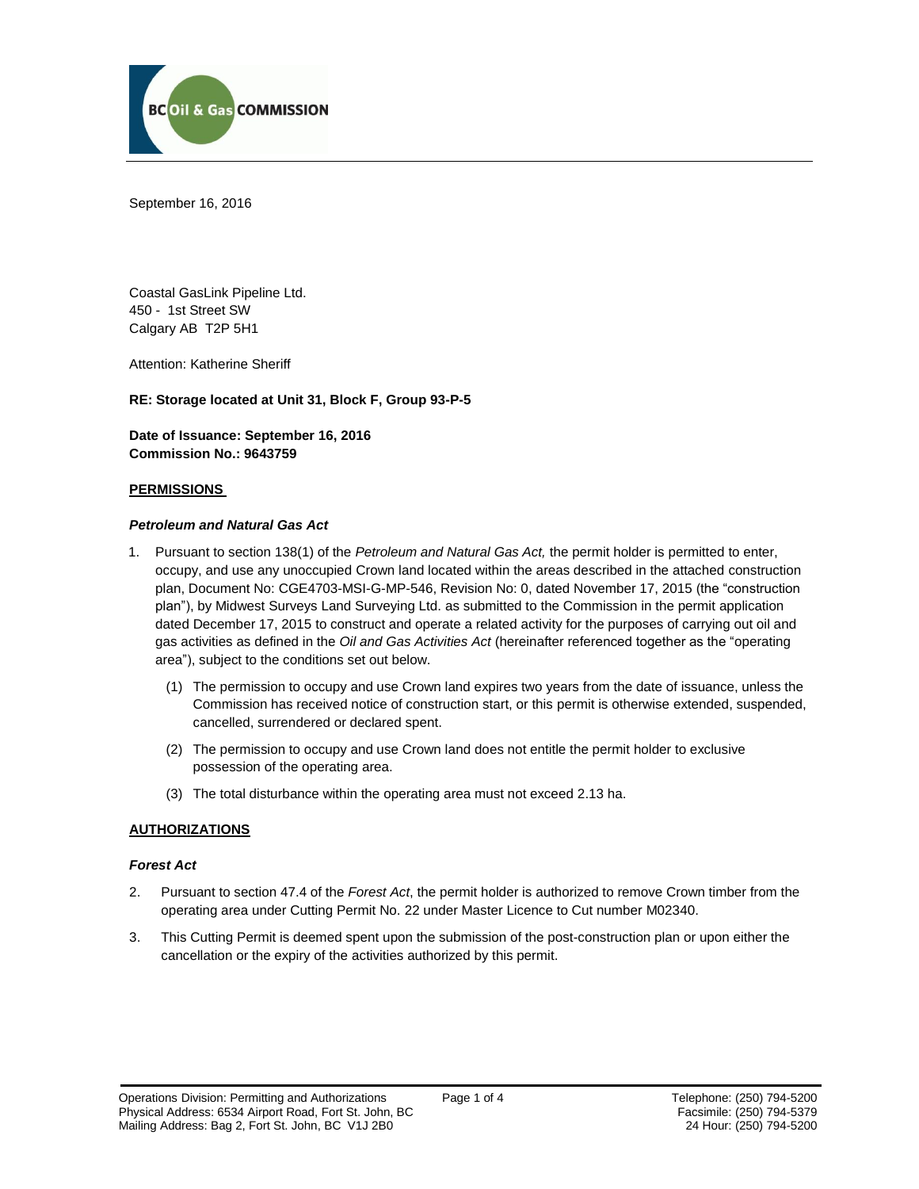September 16, 2016

Coastal GasLink Pipeline Ltd.
450 - 1st Street SW
Calgary AB T2P 5H1

Attention: Katherine Sheriff

**RE: Storage located at Unit 31, Block F, Group 93-P-5**

**Date of Issuance: September 16, 2016**
**Commission No.: 9643759**

## PERMISSIONS

### *Petroleum and Natural Gas Act*

1. Pursuant to section 138(1) of the *Petroleum and Natural Gas Act,* the permit holder is permitted to enter, occupy, and use any unoccupied Crown land located within the areas described in the attached construction plan, Document No: CGE4703-MSI-G-MP-546, Revision No: 0, dated November 17, 2015 (the "construction plan"), by Midwest Surveys Land Surveying Ltd. as submitted to the Commission in the permit application dated December 17, 2015 to construct and operate a related activity for the purposes of carrying out oil and gas activities as defined in the *Oil and Gas Activities Act* (hereinafter referenced together as the "operating area"), subject to the conditions set out below.
   (1) The permission to occupy and use Crown land expires two years from the date of issuance, unless the Commission has received notice of construction start, or this permit is otherwise extended, suspended, cancelled, surrendered or declared spent.
   (2) The permission to occupy and use Crown land does not entitle the permit holder to exclusive possession of the operating area.
   (3) The total disturbance within the operating area must not exceed 2.13 ha.

## AUTHORIZATIONS

### *Forest Act*

2. Pursuant to section 47.4 of the *Forest Act*, the permit holder is authorized to remove Crown timber from the operating area under Cutting Permit No. 22 under Master Licence to Cut number M02340.
3. This Cutting Permit is deemed spent upon the submission of the post-construction plan or upon either the cancellation or the expiry of the activities authorized by this permit.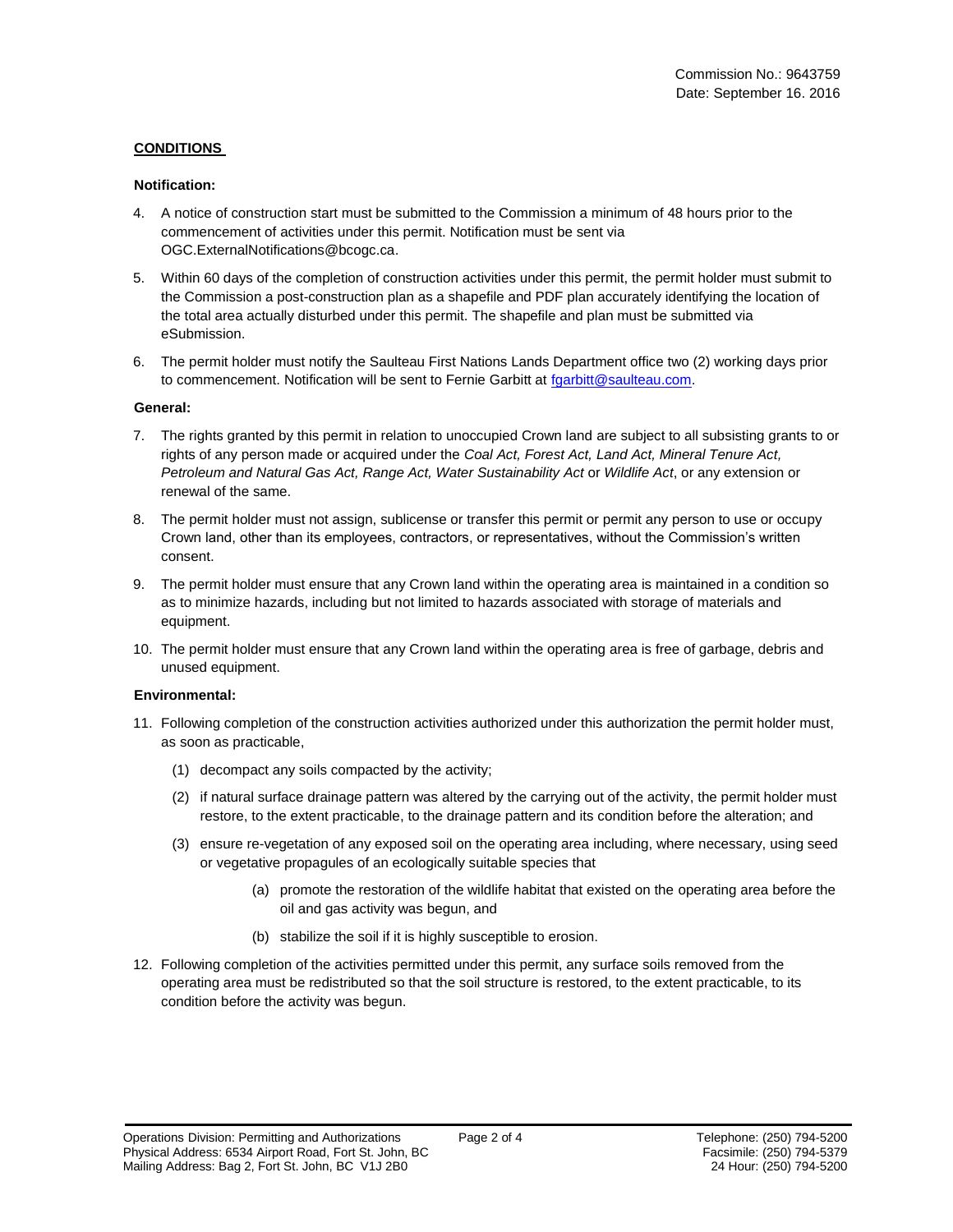Commission No.: 9643759
Date: September 16. 2016

**CONDITIONS**

**Notification:**

4. A notice of construction start must be submitted to the Commission a minimum of 48 hours prior to the commencement of activities under this permit. Notification must be sent via OGC.ExternalNotifications@bcogc.ca.

5. Within 60 days of the completion of construction activities under this permit, the permit holder must submit to the Commission a post-construction plan as a shapefile and PDF plan accurately identifying the location of the total area actually disturbed under this permit. The shapefile and plan must be submitted via eSubmission.

6. The permit holder must notify the Saulteau First Nations Lands Department office two (2) working days prior to commencement. Notification will be sent to Fernie Garbitt at fgarbitt@saulteau.com.

**General:**

7. The rights granted by this permit in relation to unoccupied Crown land are subject to all subsisting grants to or rights of any person made or acquired under the *Coal Act, Forest Act, Land Act, Mineral Tenure Act, Petroleum and Natural Gas Act, Range Act, Water Sustainability Act* or *Wildlife Act*, or any extension or renewal of the same.

8. The permit holder must not assign, sublicense or transfer this permit or permit any person to use or occupy Crown land, other than its employees, contractors, or representatives, without the Commission's written consent.

9. The permit holder must ensure that any Crown land within the operating area is maintained in a condition so as to minimize hazards, including but not limited to hazards associated with storage of materials and equipment.

10. The permit holder must ensure that any Crown land within the operating area is free of garbage, debris and unused equipment.

**Environmental:**

11. Following completion of the construction activities authorized under this authorization the permit holder must, as soon as practicable,

    (1) decompact any soils compacted by the activity;

    (2) if natural surface drainage pattern was altered by the carrying out of the activity, the permit holder must restore, to the extent practicable, to the drainage pattern and its condition before the alteration; and

    (3) ensure re-vegetation of any exposed soil on the operating area including, where necessary, using seed or vegetative propagules of an ecologically suitable species that

        (a) promote the restoration of the wildlife habitat that existed on the operating area before the oil and gas activity was begun, and

        (b) stabilize the soil if it is highly susceptible to erosion.

12. Following completion of the activities permitted under this permit, any surface soils removed from the operating area must be redistributed so that the soil structure is restored, to the extent practicable, to its condition before the activity was begun.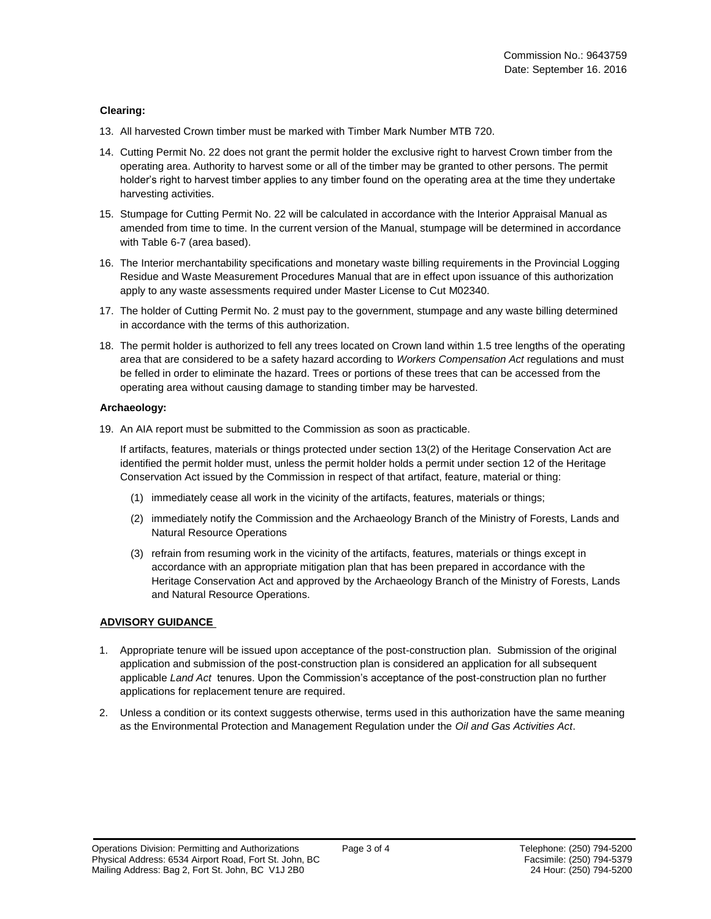Commission No.: 9643759
Date: September 16. 2016

**Clearing:**

13. All harvested Crown timber must be marked with Timber Mark Number MTB 720.

14. Cutting Permit No. 22 does not grant the permit holder the exclusive right to harvest Crown timber from the operating area. Authority to harvest some or all of the timber may be granted to other persons. The permit holder's right to harvest timber applies to any timber found on the operating area at the time they undertake harvesting activities.

15. Stumpage for Cutting Permit No. 22 will be calculated in accordance with the Interior Appraisal Manual as amended from time to time. In the current version of the Manual, stumpage will be determined in accordance with Table 6-7 (area based).

16. The Interior merchantability specifications and monetary waste billing requirements in the Provincial Logging Residue and Waste Measurement Procedures Manual that are in effect upon issuance of this authorization apply to any waste assessments required under Master License to Cut M02340.

17. The holder of Cutting Permit No. 2 must pay to the government, stumpage and any waste billing determined in accordance with the terms of this authorization.

18. The permit holder is authorized to fell any trees located on Crown land within 1.5 tree lengths of the operating area that are considered to be a safety hazard according to *Workers Compensation Act* regulations and must be felled in order to eliminate the hazard. Trees or portions of these trees that can be accessed from the operating area without causing damage to standing timber may be harvested.

**Archaeology:**

19. An AIA report must be submitted to the Commission as soon as practicable.

    If artifacts, features, materials or things protected under section 13(2) of the Heritage Conservation Act are identified the permit holder must, unless the permit holder holds a permit under section 12 of the Heritage Conservation Act issued by the Commission in respect of that artifact, feature, material or thing:

    (1) immediately cease all work in the vicinity of the artifacts, features, materials or things;

    (2) immediately notify the Commission and the Archaeology Branch of the Ministry of Forests, Lands and Natural Resource Operations

    (3) refrain from resuming work in the vicinity of the artifacts, features, materials or things except in accordance with an appropriate mitigation plan that has been prepared in accordance with the Heritage Conservation Act and approved by the Archaeology Branch of the Ministry of Forests, Lands and Natural Resource Operations.

**ADVISORY GUIDANCE**

1. Appropriate tenure will be issued upon acceptance of the post-construction plan. Submission of the original application and submission of the post-construction plan is considered an application for all subsequent applicable *Land Act* tenures. Upon the Commission's acceptance of the post-construction plan no further applications for replacement tenure are required.

2. Unless a condition or its context suggests otherwise, terms used in this authorization have the same meaning as the Environmental Protection and Management Regulation under the *Oil and Gas Activities Act*.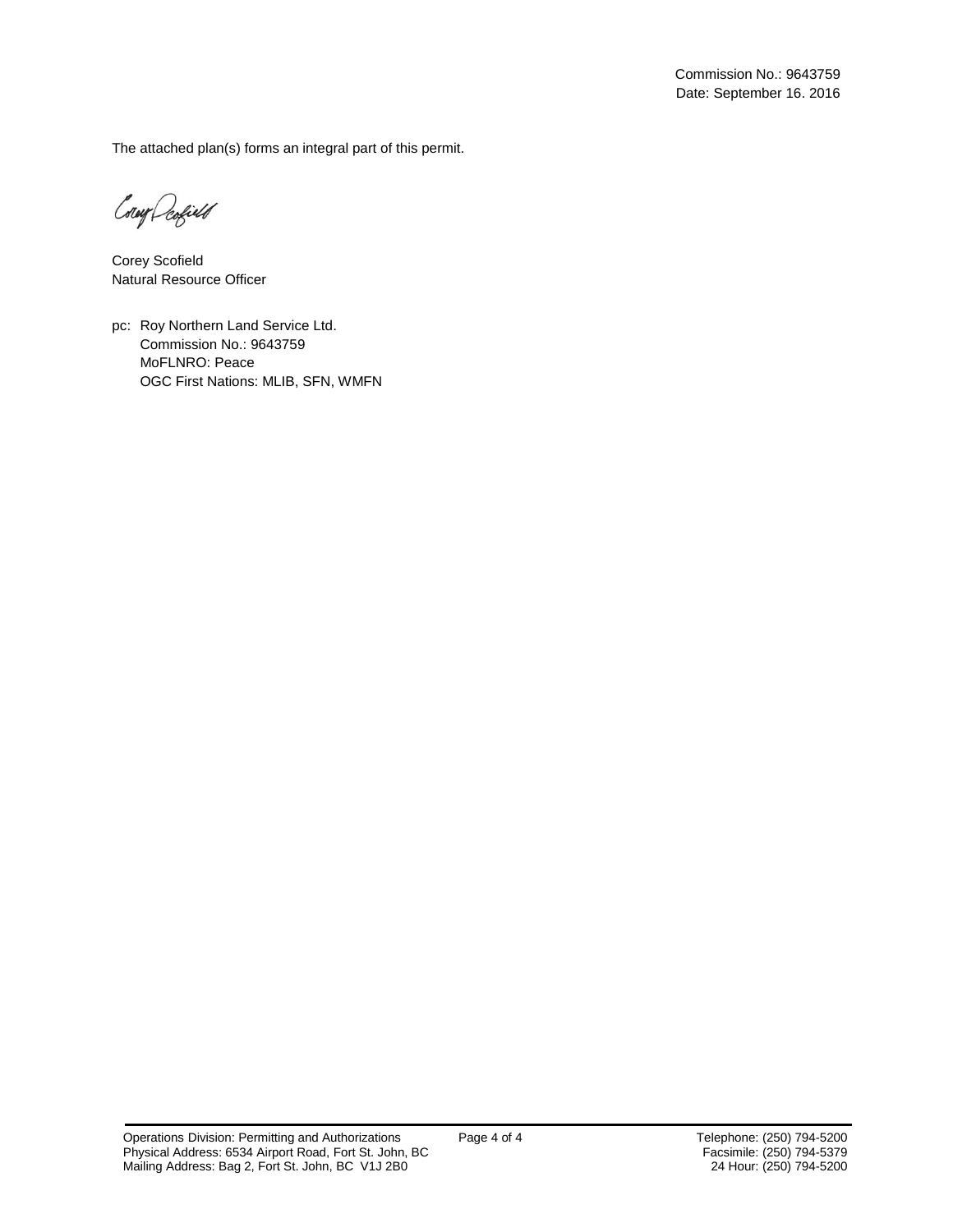Commission No.: 9643759
Date: September 16. 2016

The attached plan(s) forms an integral part of this permit.

Corey Scofield
Natural Resource Officer

pc: Roy Northern Land Service Ltd.
Commission No.: 9643759
MoFLNRO: Peace
OGC First Nations: MLIB, SFN, WMFN

Operations Division: Permitting and Authorizations
Physical Address: 6534 Airport Road, Fort St. John, BC
Mailing Address: Bag 2, Fort St. John, BC V1J 2B0

Telephone: (250) 794-5200
Facsimile: (250) 794-5379
24 Hour: (250) 794-5200